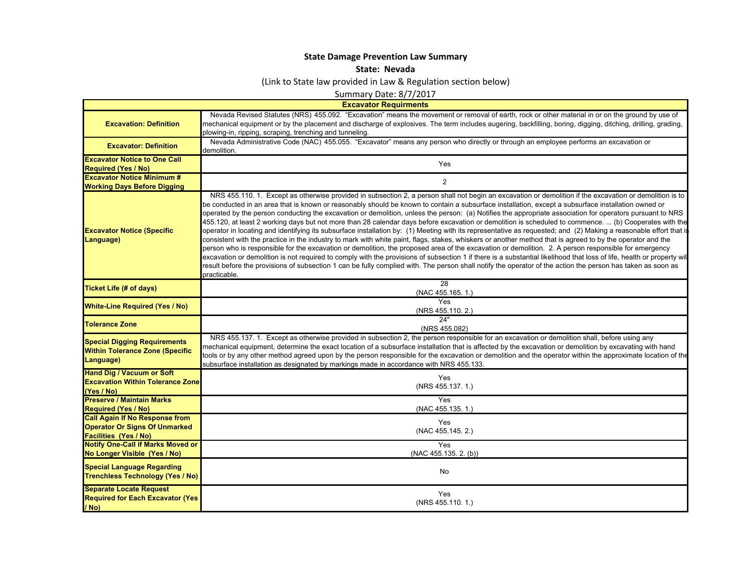# State Damage Prevention Law Summary

## State: Nevada

(Link to State law provided in Law & Regulation section below)

Summary Date: 8/7/2017

| Excavator Requirments | |
|---|---|
| **Excavation: Definition** | Nevada Revised Statutes (NRS) 455.092. "Excavation" means the movement or removal of earth, rock or other material in or on the ground by use of mechanical equipment or by the placement and discharge of explosives. The term includes augering, backfilling, boring, digging, ditching, drilling, grading, plowing-in, ripping, scraping, trenching and tunneling. |
| **Excavator: Definition** | Nevada Administrative Code (NAC) 455.055. "Excavator" means any person who directly or through an employee performs an excavation or demolition. |
| **Excavator Notice to One Call Required (Yes / No)** | Yes |
| **Excavator Notice Minimum # Working Days Before Digging** | 2 |
| **Excavator Notice (Specific Language)** | NRS 455.110. 1. Except as otherwise provided in subsection 2, a person shall not begin an excavation or demolition if the excavation or demolition is to be conducted in an area that is known or reasonably should be known to contain a subsurface installation, except a subsurface installation owned or operated by the person conducting the excavation or demolition, unless the person: (a) Notifies the appropriate association for operators pursuant to NRS 455.120, at least 2 working days but not more than 28 calendar days before excavation or demolition is scheduled to commence. ... (b) Cooperates with the operator in locating and identifying its subsurface installation by: (1) Meeting with its representative as requested; and (2) Making a reasonable effort that is consistent with the practice in the industry to mark with white paint, flags, stakes, whiskers or another method that is agreed to by the operator and the person who is responsible for the excavation or demolition, the proposed area of the excavation or demolition. 2. A person responsible for emergency excavation or demolition is not required to comply with the provisions of subsection 1 if there is a substantial likelihood that loss of life, health or property will result before the provisions of subsection 1 can be fully complied with. The person shall notify the operator of the action the person has taken as soon as practicable. |
| **Ticket Life (# of days)** | 28 (NAC 455.165. 1.) |
| **White-Line Required (Yes / No)** | Yes (NRS 455.110. 2.) |
| **Tolerance Zone** | 24" (NRS 455.082) |
| **Special Digging Requirements Within Tolerance Zone (Specific Language)** | NRS 455.137. 1. Except as otherwise provided in subsection 2, the person responsible for an excavation or demolition shall, before using any mechanical equipment, determine the exact location of a subsurface installation that is affected by the excavation or demolition by excavating with hand tools or by any other method agreed upon by the person responsible for the excavation or demolition and the operator within the approximate location of the subsurface installation as designated by markings made in accordance with NRS 455.133. |
| **Hand Dig / Vacuum or Soft Excavation Within Tolerance Zone (Yes / No)** | Yes (NRS 455.137. 1.) |
| **Preserve / Maintain Marks Required (Yes / No)** | Yes (NAC 455.135. 1.) |
| **Call Again If No Response from Operator Or Signs Of Unmarked Facilities (Yes / No)** | Yes (NAC 455.145. 2.) |
| **Notify One-Call if Marks Moved or No Longer Visible (Yes / No)** | Yes (NAC 455.135. 2. (b)) |
| **Special Language Regarding Trenchless Technology (Yes / No)** | No |
| **Separate Locate Request Required for Each Excavator (Yes / No)** | Yes (NRS 455.110. 1.) |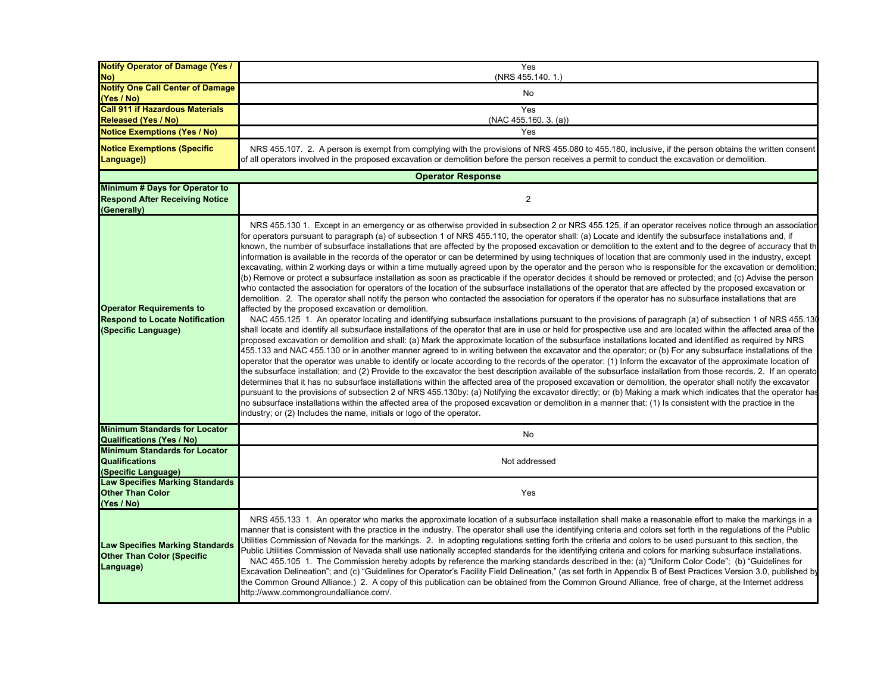| | |
|---|---|
| **Notify Operator of Damage (Yes / No)** | Yes<br>(NRS 455.140. 1.) |
| **Notify One Call Center of Damage (Yes / No)** | No |
| **Call 911 if Hazardous Materials Released (Yes / No)** | Yes<br>(NAC 455.160. 3. (a)) |
| **Notice Exemptions (Yes / No)** | Yes |
| **Notice Exemptions (Specific Language))** | NRS 455.107. 2. A person is exempt from complying with the provisions of NRS 455.080 to 455.180, inclusive, if the person obtains the written consent of all operators involved in the proposed excavation or demolition before the person receives a permit to conduct the excavation or demolition. |
| **Operator Response** | |
| **Minimum # Days for Operator to Respond After Receiving Notice (Generally)** | 2 |
| **Operator Requirements to Respond to Locate Notification (Specific Language)** | NRS 455.130 1. Except in an emergency or as otherwise provided in subsection 2 or NRS 455.125, if an operator receives notice through an association for operators pursuant to paragraph (a) of subsection 1 of NRS 455.110, the operator shall: (a) Locate and identify the subsurface installations and, if known, the number of subsurface installations that are affected by the proposed excavation or demolition to the extent and to the degree of accuracy that the information is available in the records of the operator or can be determined by using techniques of location that are commonly used in the industry, except excavating, within 2 working days or within a time mutually agreed upon by the operator and the person who is responsible for the excavation or demolition; (b) Remove or protect a subsurface installation as soon as practicable if the operator decides it should be removed or protected; and (c) Advise the person who contacted the association for operators of the location of the subsurface installations of the operator that are affected by the proposed excavation or demolition. 2. The operator shall notify the person who contacted the association for operators if the operator has no subsurface installations that are affected by the proposed excavation or demolition.<br>NAC 455.125 1. An operator locating and identifying subsurface installations pursuant to the provisions of paragraph (a) of subsection 1 of NRS 455.130 shall locate and identify all subsurface installations of the operator that are in use or held for prospective use and are located within the affected area of the proposed excavation or demolition and shall: (a) Mark the approximate location of the subsurface installations located and identified as required by NRS 455.133 and NAC 455.130 or in another manner agreed to in writing between the excavator and the operator; or (b) For any subsurface installations of the operator that the operator was unable to identify or locate according to the records of the operator: (1) Inform the excavator of the approximate location of the subsurface installation; and (2) Provide to the excavator the best description available of the subsurface installation from those records. 2. If an operator determines that it has no subsurface installations within the affected area of the proposed excavation or demolition, the operator shall notify the excavator pursuant to the provisions of subsection 2 of NRS 455.130by: (a) Notifying the excavator directly; or (b) Making a mark which indicates that the operator has no subsurface installations within the affected area of the proposed excavation or demolition in a manner that: (1) Is consistent with the practice in the industry; or (2) Includes the name, initials or logo of the operator. |
| **Minimum Standards for Locator Qualifications (Yes / No)** | No |
| **Minimum Standards for Locator Qualifications (Specific Language)** | Not addressed |
| **Law Specifies Marking Standards Other Than Color (Yes / No)** | Yes |
| **Law Specifies Marking Standards Other Than Color (Specific Language)** | NRS 455.133 1. An operator who marks the approximate location of a subsurface installation shall make a reasonable effort to make the markings in a manner that is consistent with the practice in the industry. The operator shall use the identifying criteria and colors set forth in the regulations of the Public Utilities Commission of Nevada for the markings. 2. In adopting regulations setting forth the criteria and colors to be used pursuant to this section, the Public Utilities Commission of Nevada shall use nationally accepted standards for the identifying criteria and colors for marking subsurface installations.<br>NAC 455.105 1. The Commission hereby adopts by reference the marking standards described in the: (a) "Uniform Color Code"; (b) "Guidelines for Excavation Delineation"; and (c) "Guidelines for Operator's Facility Field Delineation," (as set forth in Appendix B of Best Practices Version 3.0, published by the Common Ground Alliance.) 2. A copy of this publication can be obtained from the Common Ground Alliance, free of charge, at the Internet address http://www.commongroundalliance.com/. |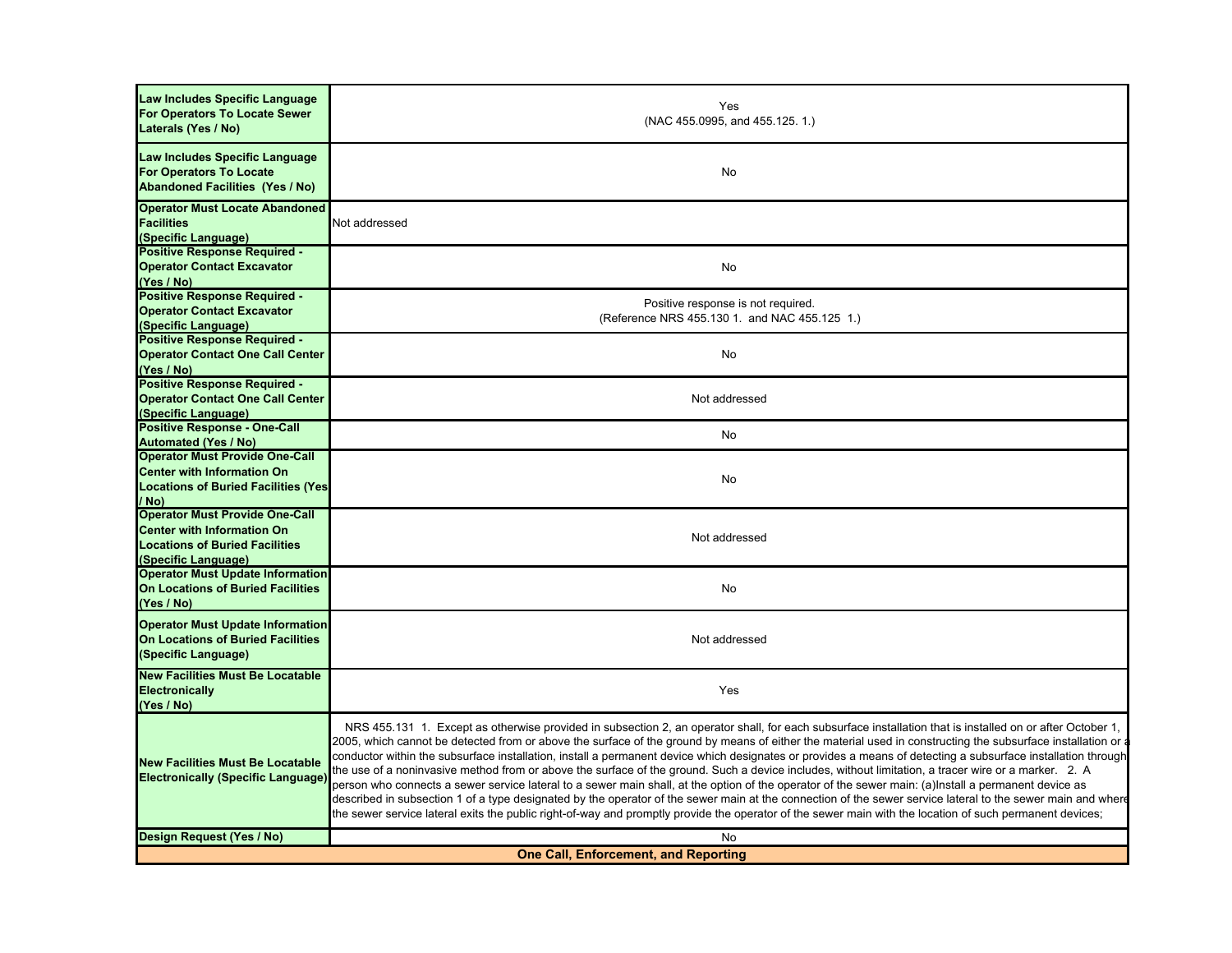| | |
|---|---|
| **Law Includes Specific Language For Operators To Locate Sewer Laterals (Yes / No)** | Yes (NAC 455.0995, and 455.125. 1.) |
| **Law Includes Specific Language For Operators To Locate Abandoned Facilities (Yes / No)** | No |
| **Operator Must Locate Abandoned Facilities (Specific Language)** | Not addressed |
| **Positive Response Required - Operator Contact Excavator (Yes / No)** | No |
| **Positive Response Required - Operator Contact Excavator (Specific Language)** | Positive response is not required. (Reference NRS 455.130 1. and NAC 455.125 1.) |
| **Positive Response Required - Operator Contact One Call Center (Yes / No)** | No |
| **Positive Response Required - Operator Contact One Call Center (Specific Language)** | Not addressed |
| **Positive Response - One-Call Automated (Yes / No)** | No |
| **Operator Must Provide One-Call Center with Information On Locations of Buried Facilities (Yes / No)** | No |
| **Operator Must Provide One-Call Center with Information On Locations of Buried Facilities (Specific Language)** | Not addressed |
| **Operator Must Update Information On Locations of Buried Facilities (Yes / No)** | No |
| **Operator Must Update Information On Locations of Buried Facilities (Specific Language)** | Not addressed |
| **New Facilities Must Be Locatable Electronically (Yes / No)** | Yes |
| **New Facilities Must Be Locatable Electronically (Specific Language)** | NRS 455.131 1. Except as otherwise provided in subsection 2, an operator shall, for each subsurface installation that is installed on or after October 1, 2005, which cannot be detected from or above the surface of the ground by means of either the material used in constructing the subsurface installation or a conductor within the subsurface installation, install a permanent device which designates or provides a means of detecting a subsurface installation through the use of a noninvasive method from or above the surface of the ground. Such a device includes, without limitation, a tracer wire or a marker. 2. A person who connects a sewer service lateral to a sewer main shall, at the option of the operator of the sewer main: (a)Install a permanent device as described in subsection 1 of a type designated by the operator of the sewer main at the connection of the sewer service lateral to the sewer main and where the sewer service lateral exits the public right-of-way and promptly provide the operator of the sewer main with the location of such permanent devices; |
| **Design Request (Yes / No)** | No |
| **One Call, Enforcement, and Reporting** | |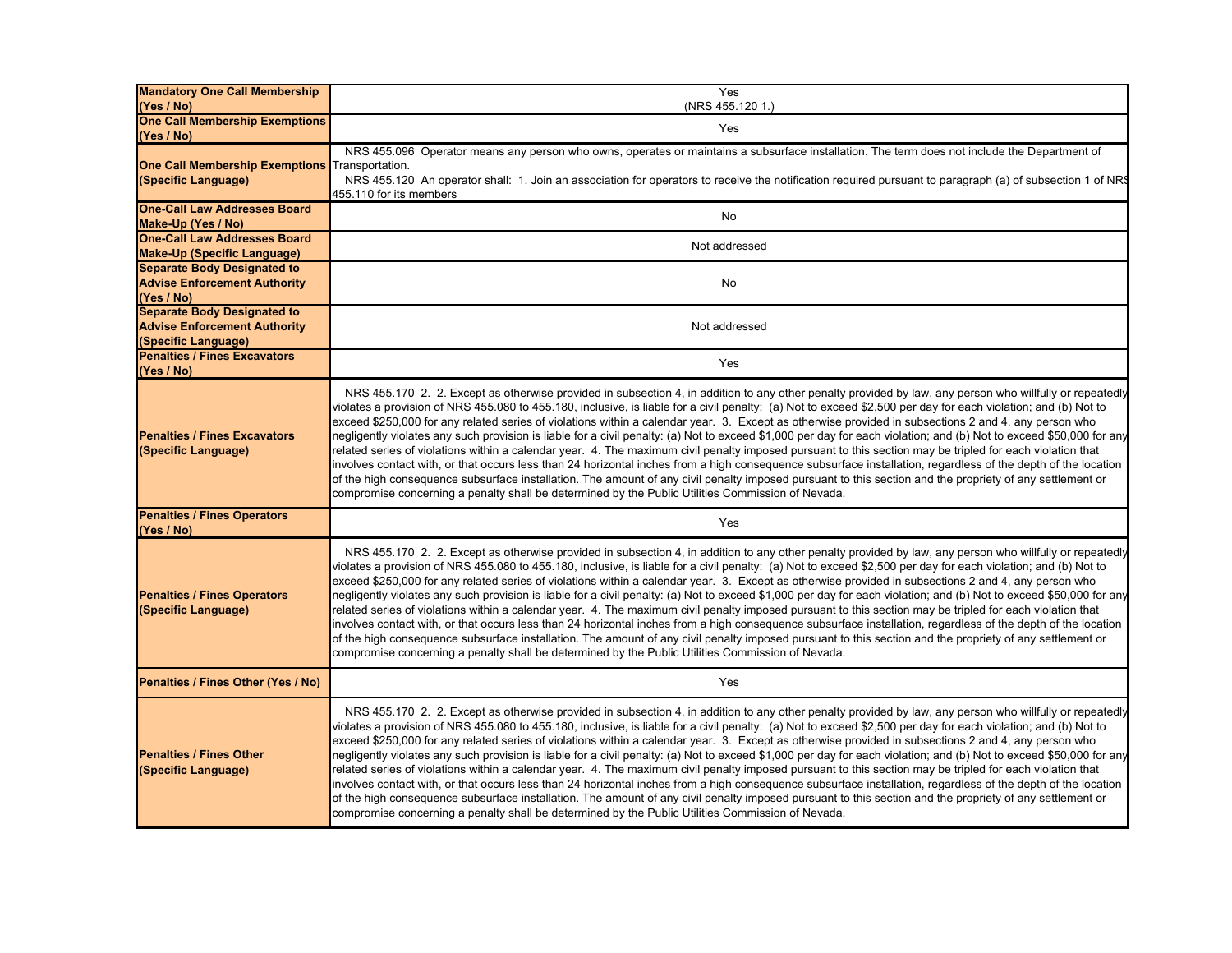| | |
|---|---|
| **Mandatory One Call Membership (Yes / No)** | Yes (NRS 455.120 1.) |
| **One Call Membership Exemptions (Yes / No)** | Yes |
| **One Call Membership Exemptions (Specific Language)** | NRS 455.096 Operator means any person who owns, operates or maintains a subsurface installation. The term does not include the Department of Transportation. NRS 455.120 An operator shall: 1. Join an association for operators to receive the notification required pursuant to paragraph (a) of subsection 1 of NRS 455.110 for its members |
| **One-Call Law Addresses Board Make-Up (Yes / No)** | No |
| **One-Call Law Addresses Board Make-Up (Specific Language)** | Not addressed |
| **Separate Body Designated to Advise Enforcement Authority (Yes / No)** | No |
| **Separate Body Designated to Advise Enforcement Authority (Specific Language)** | Not addressed |
| **Penalties / Fines Excavators (Yes / No)** | Yes |
| **Penalties / Fines Excavators (Specific Language)** | NRS 455.170 2. 2. Except as otherwise provided in subsection 4, in addition to any other penalty provided by law, any person who willfully or repeatedly violates a provision of NRS 455.080 to 455.180, inclusive, is liable for a civil penalty: (a) Not to exceed $2,500 per day for each violation; and (b) Not to exceed $250,000 for any related series of violations within a calendar year. 3. Except as otherwise provided in subsections 2 and 4, any person who negligently violates any such provision is liable for a civil penalty: (a) Not to exceed $1,000 per day for each violation; and (b) Not to exceed $50,000 for any related series of violations within a calendar year. 4. The maximum civil penalty imposed pursuant to this section may be tripled for each violation that involves contact with, or that occurs less than 24 horizontal inches from a high consequence subsurface installation, regardless of the depth of the location of the high consequence subsurface installation. The amount of any civil penalty imposed pursuant to this section and the propriety of any settlement or compromise concerning a penalty shall be determined by the Public Utilities Commission of Nevada. |
| **Penalties / Fines Operators (Yes / No)** | Yes |
| **Penalties / Fines Operators (Specific Language)** | NRS 455.170 2. 2. Except as otherwise provided in subsection 4, in addition to any other penalty provided by law, any person who willfully or repeatedly violates a provision of NRS 455.080 to 455.180, inclusive, is liable for a civil penalty: (a) Not to exceed $2,500 per day for each violation; and (b) Not to exceed $250,000 for any related series of violations within a calendar year. 3. Except as otherwise provided in subsections 2 and 4, any person who negligently violates any such provision is liable for a civil penalty: (a) Not to exceed $1,000 per day for each violation; and (b) Not to exceed $50,000 for any related series of violations within a calendar year. 4. The maximum civil penalty imposed pursuant to this section may be tripled for each violation that involves contact with, or that occurs less than 24 horizontal inches from a high consequence subsurface installation, regardless of the depth of the location of the high consequence subsurface installation. The amount of any civil penalty imposed pursuant to this section and the propriety of any settlement or compromise concerning a penalty shall be determined by the Public Utilities Commission of Nevada. |
| **Penalties / Fines Other (Yes / No)** | Yes |
| **Penalties / Fines Other (Specific Language)** | NRS 455.170 2. 2. Except as otherwise provided in subsection 4, in addition to any other penalty provided by law, any person who willfully or repeatedly violates a provision of NRS 455.080 to 455.180, inclusive, is liable for a civil penalty: (a) Not to exceed $2,500 per day for each violation; and (b) Not to exceed $250,000 for any related series of violations within a calendar year. 3. Except as otherwise provided in subsections 2 and 4, any person who negligently violates any such provision is liable for a civil penalty: (a) Not to exceed $1,000 per day for each violation; and (b) Not to exceed $50,000 for any related series of violations within a calendar year. 4. The maximum civil penalty imposed pursuant to this section may be tripled for each violation that involves contact with, or that occurs less than 24 horizontal inches from a high consequence subsurface installation, regardless of the depth of the location of the high consequence subsurface installation. The amount of any civil penalty imposed pursuant to this section and the propriety of any settlement or compromise concerning a penalty shall be determined by the Public Utilities Commission of Nevada. |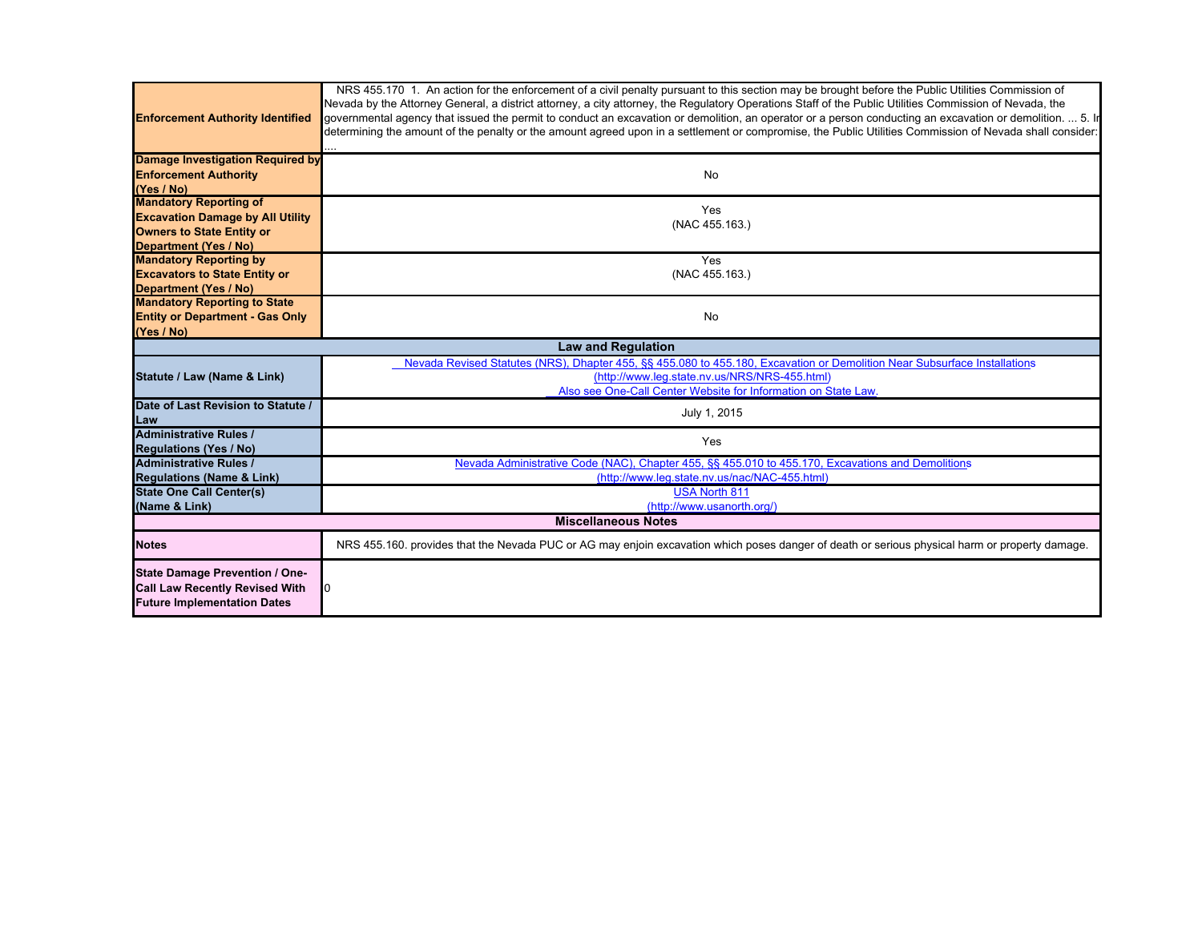| | |
|---|---|
| **Enforcement Authority Identified** | NRS 455.170 1. An action for the enforcement of a civil penalty pursuant to this section may be brought before the Public Utilities Commission of Nevada by the Attorney General, a district attorney, a city attorney, the Regulatory Operations Staff of the Public Utilities Commission of Nevada, the governmental agency that issued the permit to conduct an excavation or demolition, an operator or a person conducting an excavation or demolition. ... 5. In determining the amount of the penalty or the amount agreed upon in a settlement or compromise, the Public Utilities Commission of Nevada shall consider: .... |
| **Damage Investigation Required by Enforcement Authority (Yes / No)** | No |
| **Mandatory Reporting of Excavation Damage by All Utility Owners to State Entity or Department (Yes / No)** | Yes (NAC 455.163.) |
| **Mandatory Reporting by Excavators to State Entity or Department (Yes / No)** | Yes (NAC 455.163.) |
| **Mandatory Reporting to State Entity or Department - Gas Only (Yes / No)** | No |
| **Law and Regulation** | |
| **Statute / Law (Name & Link)** | Nevada Revised Statutes (NRS), Dhapter 455, §§ 455.080 to 455.180, Excavation or Demolition Near Subsurface Installations (http://www.leg.state.nv.us/NRS/NRS-455.html) Also see One-Call Center Website for Information on State Law. |
| **Date of Last Revision to Statute / Law** | July 1, 2015 |
| **Administrative Rules / Regulations (Yes / No)** | Yes |
| **Administrative Rules / Regulations (Name & Link)** | Nevada Administrative Code (NAC), Chapter 455, §§ 455.010 to 455.170, Excavations and Demolitions (http://www.leg.state.nv.us/nac/NAC-455.html) |
| **State One Call Center(s) (Name & Link)** | USA North 811 (http://www.usanorth.org/) |
| **Miscellaneous Notes** | |
| **Notes** | NRS 455.160. provides that the Nevada PUC or AG may enjoin excavation which poses danger of death or serious physical harm or property damage. |
| **State Damage Prevention / One-Call Law Recently Revised With Future Implementation Dates** | 0 |